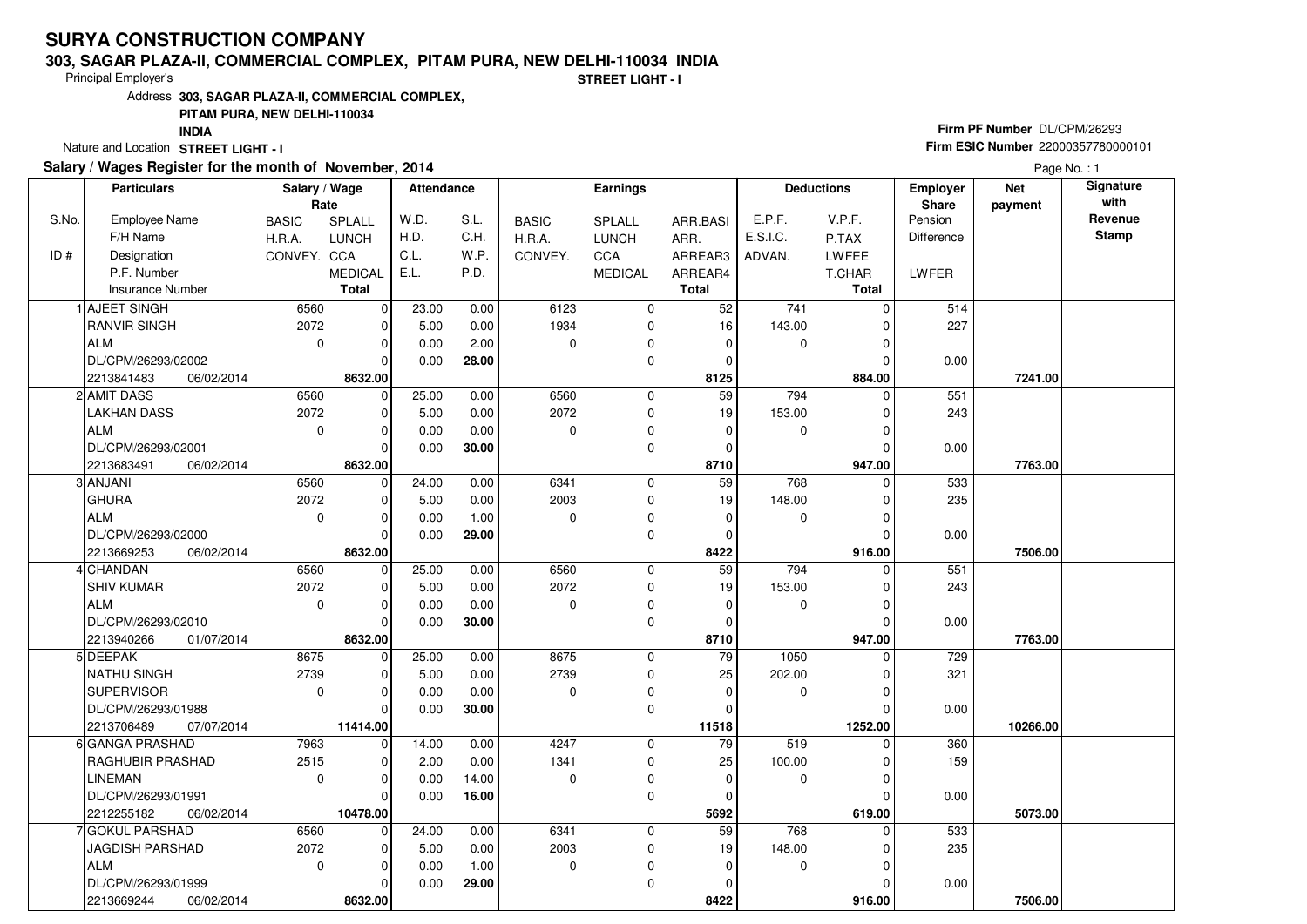# SURYA CONSTRUCTION COMPANY

**303, SAGAR PLAZA-II, COMMERCIAL COMPLEX, PITAM PURA, NEW DELHI-110034 INDIA**

Principal Employer's **STREET LIGHT - I**

Address **303, SAGAR PLAZA-II, COMMERCIAL COMPLEX, PITAM PURA, NEW DELHI-110034 INDIA**

Nature and Location **STREET LIGHT - I**

**Firm PF Number** DL/CPM/26293
**Firm ESIC Number** 22000357780000101

**Salary / Wages Register for the month of November, 2014**

Page No. : 1

| S.No. / ID # | Particulars: Employee Name / F/H Name / Designation / P.F. Number / Insurance Number | Salary / Wage Rate: BASIC / H.R.A. / CONVEY. | Salary / Wage Rate: SPLALL / LUNCH / CCA / MEDICAL / Total | Attendance: W.D. / H.D. / C.L. / E.L. | Attendance: S.L. / C.H. / W.P. / P.D. | Earnings: BASIC / H.R.A. / CONVEY. | Earnings: SPLALL / LUNCH / CCA / MEDICAL | Earnings: ARR.BASI / ARR. / ARREAR3 / ARREAR4 / Total | Deductions: E.P.F. / E.S.I.C. / ADVAN. | Deductions: V.P.F. / P.TAX / LWFEE / T.CHAR / Total | Employer Share: Pension / Difference / LWFER | Net payment | Signature with Revenue Stamp |
|---|---|---|---|---|---|---|---|---|---|---|---|---|---|
| 1 | AJEET SINGH | 6560 | 0 | 23.00 | 0.00 | 6123 | 0 | 52 | 741 | 0 | 514 | | |
| | RANVIR SINGH | 2072 | 0 | 5.00 | 0.00 | 1934 | 0 | 16 | 143.00 | 0 | 227 | | |
| | ALM | 0 | 0 | 0.00 | 2.00 | 0 | 0 | 0 | 0 | 0 | | | |
| | DL/CPM/26293/02002 | | 0 | 0.00 | **28.00** | | 0 | 0 | | 0 | 0.00 | | |
| | 2213841483 06/02/2014 | | **8632.00** | | | | | **8125** | | **884.00** | | **7241.00** | |
| 2 | AMIT DASS | 6560 | 0 | 25.00 | 0.00 | 6560 | 0 | 59 | 794 | 0 | 551 | | |
| | LAKHAN DASS | 2072 | 0 | 5.00 | 0.00 | 2072 | 0 | 19 | 153.00 | 0 | 243 | | |
| | ALM | 0 | 0 | 0.00 | 0.00 | 0 | 0 | 0 | 0 | 0 | | | |
| | DL/CPM/26293/02001 | | 0 | 0.00 | **30.00** | | 0 | 0 | | 0 | 0.00 | | |
| | 2213683491 06/02/2014 | | **8632.00** | | | | | **8710** | | **947.00** | | **7763.00** | |
| 3 | ANJANI | 6560 | 0 | 24.00 | 0.00 | 6341 | 0 | 59 | 768 | 0 | 533 | | |
| | GHURA | 2072 | 0 | 5.00 | 0.00 | 2003 | 0 | 19 | 148.00 | 0 | 235 | | |
| | ALM | 0 | 0 | 0.00 | 1.00 | 0 | 0 | 0 | 0 | 0 | | | |
| | DL/CPM/26293/02000 | | 0 | 0.00 | **29.00** | | 0 | 0 | | 0 | 0.00 | | |
| | 2213669253 06/02/2014 | | **8632.00** | | | | | **8422** | | **916.00** | | **7506.00** | |
| 4 | CHANDAN | 6560 | 0 | 25.00 | 0.00 | 6560 | 0 | 59 | 794 | 0 | 551 | | |
| | SHIV KUMAR | 2072 | 0 | 5.00 | 0.00 | 2072 | 0 | 19 | 153.00 | 0 | 243 | | |
| | ALM | 0 | 0 | 0.00 | 0.00 | 0 | 0 | 0 | 0 | 0 | | | |
| | DL/CPM/26293/02010 | | 0 | 0.00 | **30.00** | | 0 | 0 | | 0 | 0.00 | | |
| | 2213940266 01/07/2014 | | **8632.00** | | | | | **8710** | | **947.00** | | **7763.00** | |
| 5 | DEEPAK | 8675 | 0 | 25.00 | 0.00 | 8675 | 0 | 79 | 1050 | 0 | 729 | | |
| | NATHU SINGH | 2739 | 0 | 5.00 | 0.00 | 2739 | 0 | 25 | 202.00 | 0 | 321 | | |
| | SUPERVISOR | 0 | 0 | 0.00 | 0.00 | 0 | 0 | 0 | 0 | 0 | | | |
| | DL/CPM/26293/01988 | | 0 | 0.00 | **30.00** | | 0 | 0 | | 0 | 0.00 | | |
| | 2213706489 07/07/2014 | | **11414.00** | | | | | **11518** | | **1252.00** | | **10266.00** | |
| 6 | GANGA PRASHAD | 7963 | 0 | 14.00 | 0.00 | 4247 | 0 | 79 | 519 | 0 | 360 | | |
| | RAGHUBIR PRASHAD | 2515 | 0 | 2.00 | 0.00 | 1341 | 0 | 25 | 100.00 | 0 | 159 | | |
| | LINEMAN | 0 | 0 | 0.00 | 14.00 | 0 | 0 | 0 | 0 | 0 | | | |
| | DL/CPM/26293/01991 | | 0 | 0.00 | **16.00** | | 0 | 0 | | 0 | 0.00 | | |
| | 2212255182 06/02/2014 | | **10478.00** | | | | | **5692** | | **619.00** | | **5073.00** | |
| 7 | GOKUL PARSHAD | 6560 | 0 | 24.00 | 0.00 | 6341 | 0 | 59 | 768 | 0 | 533 | | |
| | JAGDISH PARSHAD | 2072 | 0 | 5.00 | 0.00 | 2003 | 0 | 19 | 148.00 | 0 | 235 | | |
| | ALM | 0 | 0 | 0.00 | 1.00 | 0 | 0 | 0 | 0 | 0 | | | |
| | DL/CPM/26293/01999 | | 0 | 0.00 | **29.00** | | 0 | 0 | | 0 | 0.00 | | |
| | 2213669244 06/02/2014 | | **8632.00** | | | | | **8422** | | **916.00** | | **7506.00** | |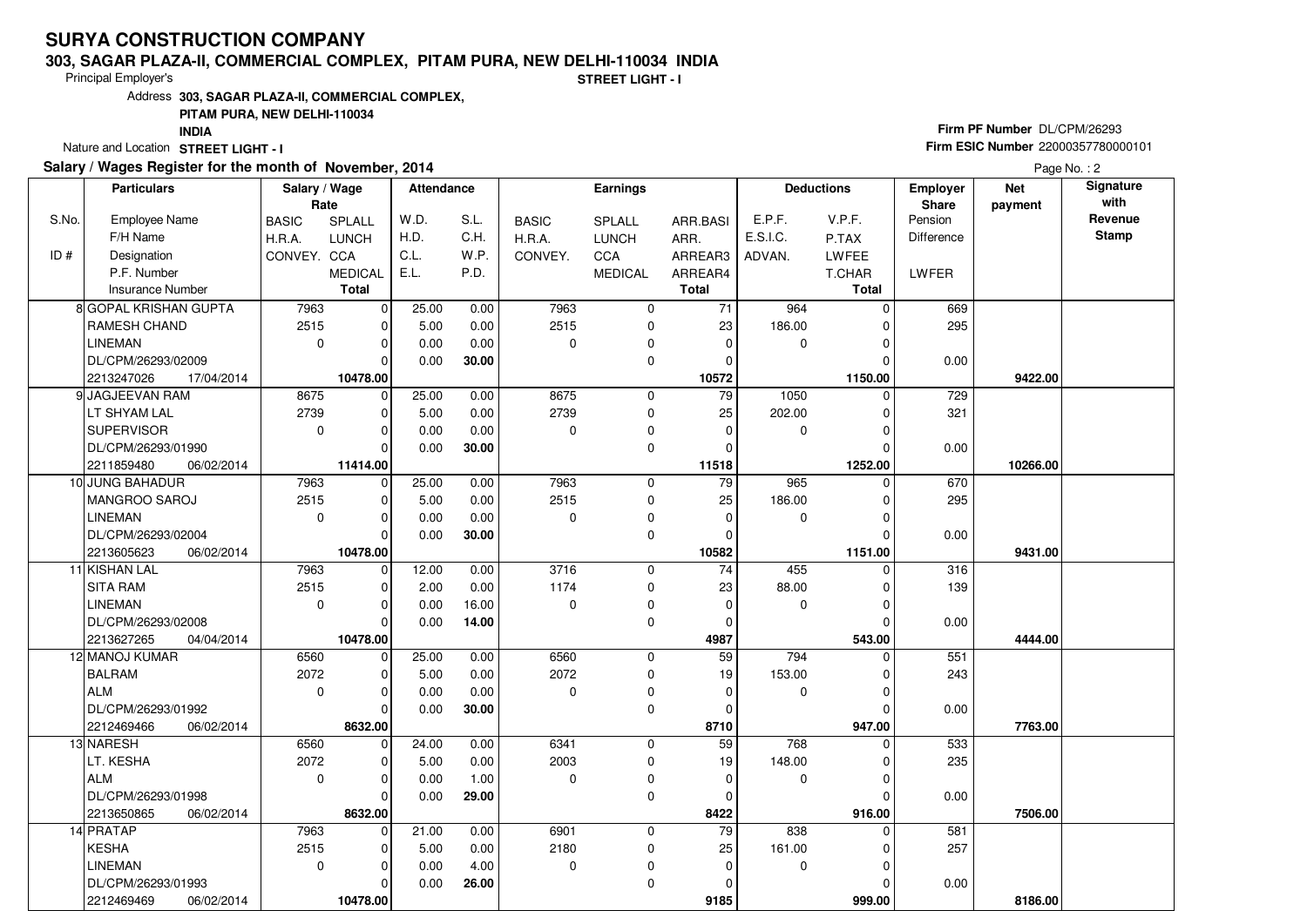# SURYA CONSTRUCTION COMPANY

**303, SAGAR PLAZA-II, COMMERCIAL COMPLEX, PITAM PURA, NEW DELHI-110034 INDIA**

Principal Employer's **STREET LIGHT - I**

Address **303, SAGAR PLAZA-II, COMMERCIAL COMPLEX, PITAM PURA, NEW DELHI-110034 INDIA**

Nature and Location **STREET LIGHT - I**

**Firm PF Number** DL/CPM/26293
**Firm ESIC Number** 22000357780000101

**Salary / Wages Register for the month of November, 2014**

| S.No. / ID # | Particulars: Employee Name / F/H Name / Designation / P.F. Number / Insurance Number | Salary / Wage Rate: BASIC / H.R.A. / CONVEY. | SPLALL / LUNCH / CCA / MEDICAL / Total | Attendance: W.D. / H.D. / C.L. / E.L. | S.L. / C.H. / W.P. / P.D. | Earnings: BASIC / H.R.A. / CONVEY. | SPLALL / LUNCH / CCA / MEDICAL | ARR.BASI / ARR. / ARREAR3 / ARREAR4 / Total | Deductions: E.P.F. / E.S.I.C. / ADVAN. | V.P.F. / P.TAX / LWFEE / T.CHAR / Total | Employer Share: Pension / Difference / LWFER | Net payment | Signature with Revenue Stamp |
|---|---|---|---|---|---|---|---|---|---|---|---|---|---|
| 8 | GOPAL KRISHAN GUPTA | 7963 | 0 | 25.00 | 0.00 | 7963 | 0 | 71 | 964 | 0 | 669 | | |
| | RAMESH CHAND | 2515 | 0 | 5.00 | 0.00 | 2515 | 0 | 23 | 186.00 | 0 | 295 | | |
| | LINEMAN | 0 | 0 | 0.00 | 0.00 | 0 | 0 | 0 | 0 | 0 | | | |
| | DL/CPM/26293/02009 | | 0 | 0.00 | 30.00 | | 0 | 0 | | 0 | 0.00 | | |
| | 2213247026 17/04/2014 | | **10478.00** | | | | | **10572** | | **1150.00** | | **9422.00** | |
| 9 | JAGJEEVAN RAM | 8675 | 0 | 25.00 | 0.00 | 8675 | 0 | 79 | 1050 | 0 | 729 | | |
| | LT SHYAM LAL | 2739 | 0 | 5.00 | 0.00 | 2739 | 0 | 25 | 202.00 | 0 | 321 | | |
| | SUPERVISOR | 0 | 0 | 0.00 | 0.00 | 0 | 0 | 0 | 0 | 0 | | | |
| | DL/CPM/26293/01990 | | 0 | 0.00 | 30.00 | | 0 | 0 | | 0 | 0.00 | | |
| | 2211859480 06/02/2014 | | **11414.00** | | | | | **11518** | | **1252.00** | | **10266.00** | |
| 10 | JUNG BAHADUR | 7963 | 0 | 25.00 | 0.00 | 7963 | 0 | 79 | 965 | 0 | 670 | | |
| | MANGROO SAROJ | 2515 | 0 | 5.00 | 0.00 | 2515 | 0 | 25 | 186.00 | 0 | 295 | | |
| | LINEMAN | 0 | 0 | 0.00 | 0.00 | 0 | 0 | 0 | 0 | 0 | | | |
| | DL/CPM/26293/02004 | | 0 | 0.00 | 30.00 | | 0 | 0 | | 0 | 0.00 | | |
| | 2213605623 06/02/2014 | | **10478.00** | | | | | **10582** | | **1151.00** | | **9431.00** | |
| 11 | KISHAN LAL | 7963 | 0 | 12.00 | 0.00 | 3716 | 0 | 74 | 455 | 0 | 316 | | |
| | SITA RAM | 2515 | 0 | 2.00 | 0.00 | 1174 | 0 | 23 | 88.00 | 0 | 139 | | |
| | LINEMAN | 0 | 0 | 0.00 | 16.00 | 0 | 0 | 0 | 0 | 0 | | | |
| | DL/CPM/26293/02008 | | 0 | 0.00 | 14.00 | | 0 | 0 | | 0 | 0.00 | | |
| | 2213627265 04/04/2014 | | **10478.00** | | | | | **4987** | | **543.00** | | **4444.00** | |
| 12 | MANOJ KUMAR | 6560 | 0 | 25.00 | 0.00 | 6560 | 0 | 59 | 794 | 0 | 551 | | |
| | BALRAM | 2072 | 0 | 5.00 | 0.00 | 2072 | 0 | 19 | 153.00 | 0 | 243 | | |
| | ALM | 0 | 0 | 0.00 | 0.00 | 0 | 0 | 0 | 0 | 0 | | | |
| | DL/CPM/26293/01992 | | 0 | 0.00 | 30.00 | | 0 | 0 | | 0 | 0.00 | | |
| | 2212469466 06/02/2014 | | **8632.00** | | | | | **8710** | | **947.00** | | **7763.00** | |
| 13 | NARESH | 6560 | 0 | 24.00 | 0.00 | 6341 | 0 | 59 | 768 | 0 | 533 | | |
| | LT. KESHA | 2072 | 0 | 5.00 | 0.00 | 2003 | 0 | 19 | 148.00 | 0 | 235 | | |
| | ALM | 0 | 0 | 0.00 | 1.00 | 0 | 0 | 0 | 0 | 0 | | | |
| | DL/CPM/26293/01998 | | 0 | 0.00 | 29.00 | | 0 | 0 | | 0 | 0.00 | | |
| | 2213650865 06/02/2014 | | **8632.00** | | | | | **8422** | | **916.00** | | **7506.00** | |
| 14 | PRATAP | 7963 | 0 | 21.00 | 0.00 | 6901 | 0 | 79 | 838 | 0 | 581 | | |
| | KESHA | 2515 | 0 | 5.00 | 0.00 | 2180 | 0 | 25 | 161.00 | 0 | 257 | | |
| | LINEMAN | 0 | 0 | 0.00 | 4.00 | 0 | 0 | 0 | 0 | 0 | | | |
| | DL/CPM/26293/01993 | | 0 | 0.00 | 26.00 | | 0 | 0 | | 0 | 0.00 | | |
| | 2212469469 06/02/2014 | | **10478.00** | | | | | **9185** | | **999.00** | | **8186.00** | |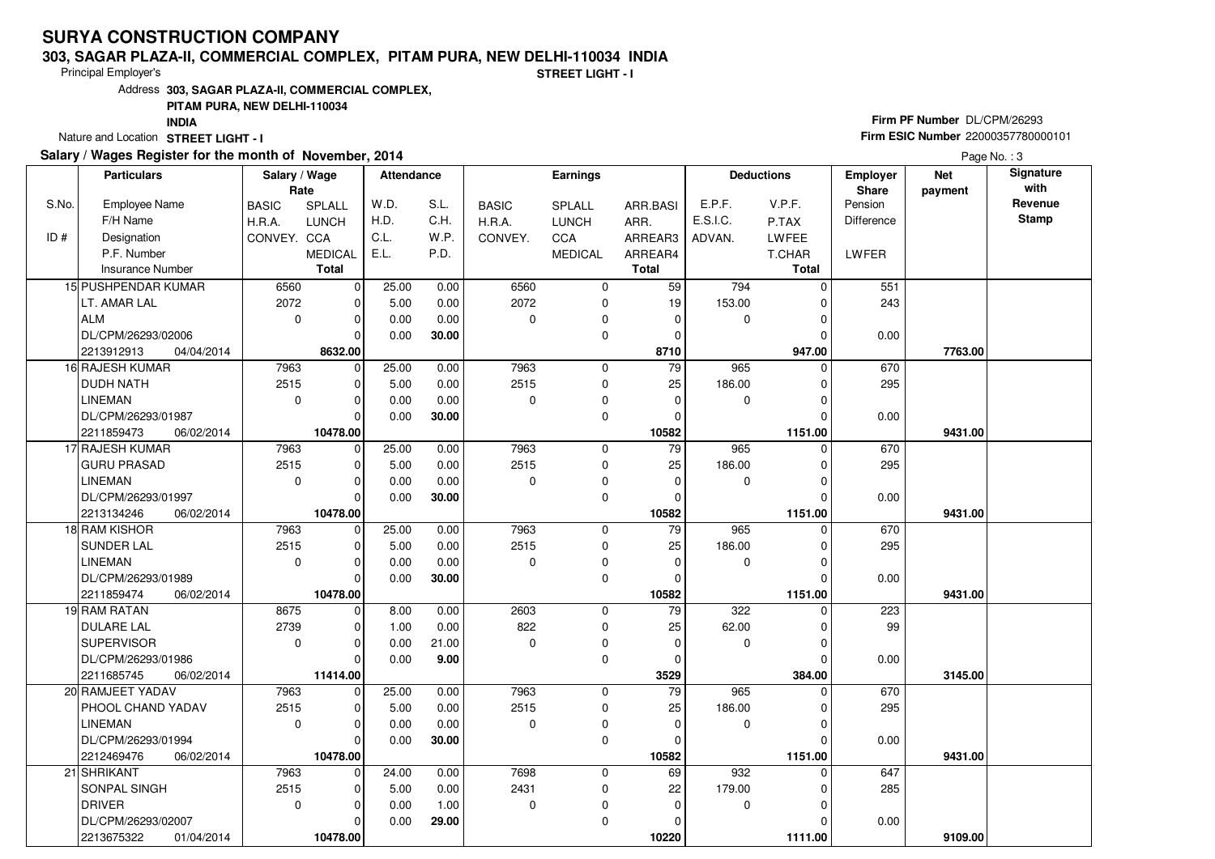# SURYA CONSTRUCTION COMPANY

**303, SAGAR PLAZA-II, COMMERCIAL COMPLEX, PITAM PURA, NEW DELHI-110034 INDIA**

Principal Employer's **STREET LIGHT - I**

Address **303, SAGAR PLAZA-II, COMMERCIAL COMPLEX, PITAM PURA, NEW DELHI-110034 INDIA**

Nature and Location **STREET LIGHT - I**

**Firm PF Number** DL/CPM/26293

**Firm ESIC Number** 22000357780000101

**Salary / Wages Register for the month of November, 2014**

Page No. : 3

| S.No. / ID # | Particulars (Employee Name / F/H Name / Designation / P.F. Number / Insurance Number) | Salary / Wage Rate (BASIC / H.R.A. / CONVEY.) | (SPLALL / LUNCH / CCA / MEDICAL / Total) | Attendance (W.D. / H.D. / C.L. / E.L.) | (S.L. / C.H. / W.P. / P.D.) | Earnings (BASIC / H.R.A. / CONVEY.) | (SPLALL / LUNCH / CCA / MEDICAL) | (ARR.BASI / ARR. / ARREAR3 / ARREAR4 / Total) | Deductions (E.P.F. / E.S.I.C. / ADVAN.) | (V.P.F. / P.TAX / LWFEE / T.CHAR / Total) | Employer Share (Pension / Difference / LWFER) | Net payment | Signature with Revenue Stamp |
|---|---|---|---|---|---|---|---|---|---|---|---|---|---|
| 15 | PUSHPENDAR KUMAR / LT. AMAR LAL / ALM / DL/CPM/26293/02006 / 2213912913 04/04/2014 | 6560 / 2072 / 0 | 0 / 0 / 0 / 0 / **8632.00** | 25.00 / 5.00 / 0.00 / 0.00 | 0.00 / 0.00 / 0.00 / **30.00** | 6560 / 2072 / 0 | 0 / 0 / 0 / 0 | 59 / 19 / 0 / 0 / **8710** | 794 / 153.00 / 0 | 0 / 0 / 0 / 0 / **947.00** | 551 / 243 / 0.00 | **7763.00** | |
| 16 | RAJESH KUMAR / DUDH NATH / LINEMAN / DL/CPM/26293/01987 / 2211859473 06/02/2014 | 7963 / 2515 / 0 | 0 / 0 / 0 / 0 / **10478.00** | 25.00 / 5.00 / 0.00 / 0.00 | 0.00 / 0.00 / 0.00 / **30.00** | 7963 / 2515 / 0 | 0 / 0 / 0 / 0 | 79 / 25 / 0 / 0 / **10582** | 965 / 186.00 / 0 | 0 / 0 / 0 / 0 / **1151.00** | 670 / 295 / 0.00 | **9431.00** | |
| 17 | RAJESH KUMAR / GURU PRASAD / LINEMAN / DL/CPM/26293/01997 / 2213134246 06/02/2014 | 7963 / 2515 / 0 | 0 / 0 / 0 / 0 / **10478.00** | 25.00 / 5.00 / 0.00 / 0.00 | 0.00 / 0.00 / 0.00 / **30.00** | 7963 / 2515 / 0 | 0 / 0 / 0 / 0 | 79 / 25 / 0 / 0 / **10582** | 965 / 186.00 / 0 | 0 / 0 / 0 / 0 / **1151.00** | 670 / 295 / 0.00 | **9431.00** | |
| 18 | RAM KISHOR / SUNDER LAL / LINEMAN / DL/CPM/26293/01989 / 2211859474 06/02/2014 | 7963 / 2515 / 0 | 0 / 0 / 0 / 0 / **10478.00** | 25.00 / 5.00 / 0.00 / 0.00 | 0.00 / 0.00 / 0.00 / **30.00** | 7963 / 2515 / 0 | 0 / 0 / 0 / 0 | 79 / 25 / 0 / 0 / **10582** | 965 / 186.00 / 0 | 0 / 0 / 0 / 0 / **1151.00** | 670 / 295 / 0.00 | **9431.00** | |
| 19 | RAM RATAN / DULARE LAL / SUPERVISOR / DL/CPM/26293/01986 / 2211685745 06/02/2014 | 8675 / 2739 / 0 | 0 / 0 / 0 / 0 / **11414.00** | 8.00 / 1.00 / 0.00 / 0.00 | 0.00 / 0.00 / 21.00 / **9.00** | 2603 / 822 / 0 | 0 / 0 / 0 / 0 | 79 / 25 / 0 / 0 / **3529** | 322 / 62.00 / 0 | 0 / 0 / 0 / 0 / **384.00** | 223 / 99 / 0.00 | **3145.00** | |
| 20 | RAMJEET YADAV / PHOOL CHAND YADAV / LINEMAN / DL/CPM/26293/01994 / 2212469476 06/02/2014 | 7963 / 2515 / 0 | 0 / 0 / 0 / 0 / **10478.00** | 25.00 / 5.00 / 0.00 / 0.00 | 0.00 / 0.00 / 0.00 / **30.00** | 7963 / 2515 / 0 | 0 / 0 / 0 / 0 | 79 / 25 / 0 / 0 / **10582** | 965 / 186.00 / 0 | 0 / 0 / 0 / 0 / **1151.00** | 670 / 295 / 0.00 | **9431.00** | |
| 21 | SHRIKANT / SONPAL SINGH / DRIVER / DL/CPM/26293/02007 / 2213675322 01/04/2014 | 7963 / 2515 / 0 | 0 / 0 / 0 / 0 / **10478.00** | 24.00 / 5.00 / 0.00 / 0.00 | 0.00 / 0.00 / 1.00 / **29.00** | 7698 / 2431 / 0 | 0 / 0 / 0 / 0 | 69 / 22 / 0 / 0 / **10220** | 932 / 179.00 / 0 | 0 / 0 / 0 / 0 / **1111.00** | 647 / 285 / 0.00 | **9109.00** | |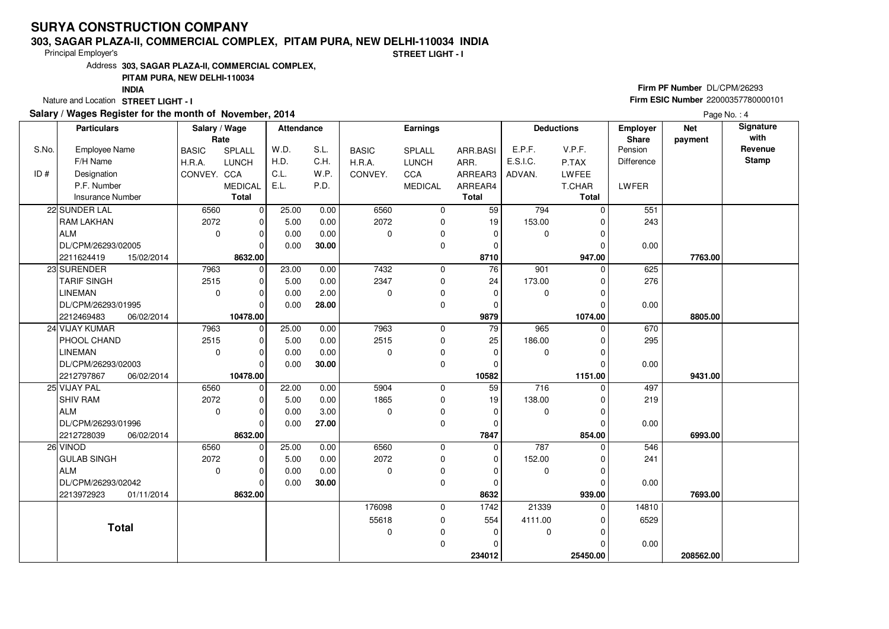# SURYA CONSTRUCTION COMPANY

**303, SAGAR PLAZA-II, COMMERCIAL COMPLEX, PITAM PURA, NEW DELHI-110034 INDIA**

Principal Employer's

**STREET LIGHT - I**

Address **303, SAGAR PLAZA-II, COMMERCIAL COMPLEX, PITAM PURA, NEW DELHI-110034 INDIA**

Nature and Location **STREET LIGHT - I**

**Firm PF Number** DL/CPM/26293

**Firm ESIC Number** 22000357780000101

**Salary / Wages Register for the month of November, 2014**

| S.No. / ID # | Particulars: Employee Name / F/H Name / Designation / P.F. Number / Insurance Number | Salary / Wage Rate: BASIC / H.R.A. / CONVEY. | Salary / Wage Rate: SPLALL / LUNCH / CCA / MEDICAL / Total | Attendance: W.D. / H.D. / C.L. / E.L. | Attendance: S.L. / C.H. / W.P. / P.D. | Earnings: BASIC / H.R.A. / CONVEY. | Earnings: SPLALL / LUNCH / CCA / MEDICAL | Earnings: ARR.BASI / ARR. / ARREAR3 / ARREAR4 / Total | Deductions: E.P.F. / E.S.I.C. / ADVAN. | Deductions: V.P.F. / P.TAX / LWFEE / T.CHAR / Total | Employer Share: Pension / Difference / LWFER | Net payment | Signature with Revenue Stamp |
|---|---|---|---|---|---|---|---|---|---|---|---|---|---|
| 22 | SUNDER LAL | 6560 | 0 | 25.00 | 0.00 | 6560 | 0 | 59 | 794 | 0 | 551 | | |
| | RAM LAKHAN | 2072 | 0 | 5.00 | 0.00 | 2072 | 0 | 19 | 153.00 | 0 | 243 | | |
| | ALM | 0 | 0 | 0.00 | 0.00 | 0 | 0 | 0 | 0 | 0 | | | |
| | DL/CPM/26293/02005 | | 0 | 0.00 | 30.00 | | 0 | 0 | | 0 | 0.00 | | |
| | 2211624419 15/02/2014 | | 8632.00 | | | | | 8710 | | 947.00 | | 7763.00 | |
| 23 | SURENDER | 7963 | 0 | 23.00 | 0.00 | 7432 | 0 | 76 | 901 | 0 | 625 | | |
| | TARIF SINGH | 2515 | 0 | 5.00 | 0.00 | 2347 | 0 | 24 | 173.00 | 0 | 276 | | |
| | LINEMAN | 0 | 0 | 0.00 | 2.00 | 0 | 0 | 0 | 0 | 0 | | | |
| | DL/CPM/26293/01995 | | 0 | 0.00 | 28.00 | | 0 | 0 | | 0 | 0.00 | | |
| | 2212469483 06/02/2014 | | 10478.00 | | | | | 9879 | | 1074.00 | | 8805.00 | |
| 24 | VIJAY KUMAR | 7963 | 0 | 25.00 | 0.00 | 7963 | 0 | 79 | 965 | 0 | 670 | | |
| | PHOOL CHAND | 2515 | 0 | 5.00 | 0.00 | 2515 | 0 | 25 | 186.00 | 0 | 295 | | |
| | LINEMAN | 0 | 0 | 0.00 | 0.00 | 0 | 0 | 0 | 0 | 0 | | | |
| | DL/CPM/26293/02003 | | 0 | 0.00 | 30.00 | | 0 | 0 | | 0 | 0.00 | | |
| | 2212797867 06/02/2014 | | 10478.00 | | | | | 10582 | | 1151.00 | | 9431.00 | |
| 25 | VIJAY PAL | 6560 | 0 | 22.00 | 0.00 | 5904 | 0 | 59 | 716 | 0 | 497 | | |
| | SHIV RAM | 2072 | 0 | 5.00 | 0.00 | 1865 | 0 | 19 | 138.00 | 0 | 219 | | |
| | ALM | 0 | 0 | 0.00 | 3.00 | 0 | 0 | 0 | 0 | 0 | | | |
| | DL/CPM/26293/01996 | | 0 | 0.00 | 27.00 | | 0 | 0 | | 0 | 0.00 | | |
| | 2212728039 06/02/2014 | | 8632.00 | | | | | 7847 | | 854.00 | | 6993.00 | |
| 26 | VINOD | 6560 | 0 | 25.00 | 0.00 | 6560 | 0 | 0 | 787 | 0 | 546 | | |
| | GULAB SINGH | 2072 | 0 | 5.00 | 0.00 | 2072 | 0 | 0 | 152.00 | 0 | 241 | | |
| | ALM | 0 | 0 | 0.00 | 0.00 | 0 | 0 | 0 | 0 | 0 | | | |
| | DL/CPM/26293/02042 | | 0 | 0.00 | 30.00 | | 0 | 0 | | 0 | 0.00 | | |
| | 2213972923 01/11/2014 | | 8632.00 | | | | | 8632 | | 939.00 | | 7693.00 | |
| | **Total** | | | | | 176098 | 0 | 1742 | 21339 | 0 | 14810 | | |
| | | | | | | 55618 | 0 | 554 | 4111.00 | 0 | 6529 | | |
| | | | | | | 0 | 0 | 0 | 0 | 0 | | | |
| | | | | | | | 0 | 0 | | 0 | 0.00 | | |
| | | | | | | | | 234012 | | 25450.00 | | 208562.00 | |